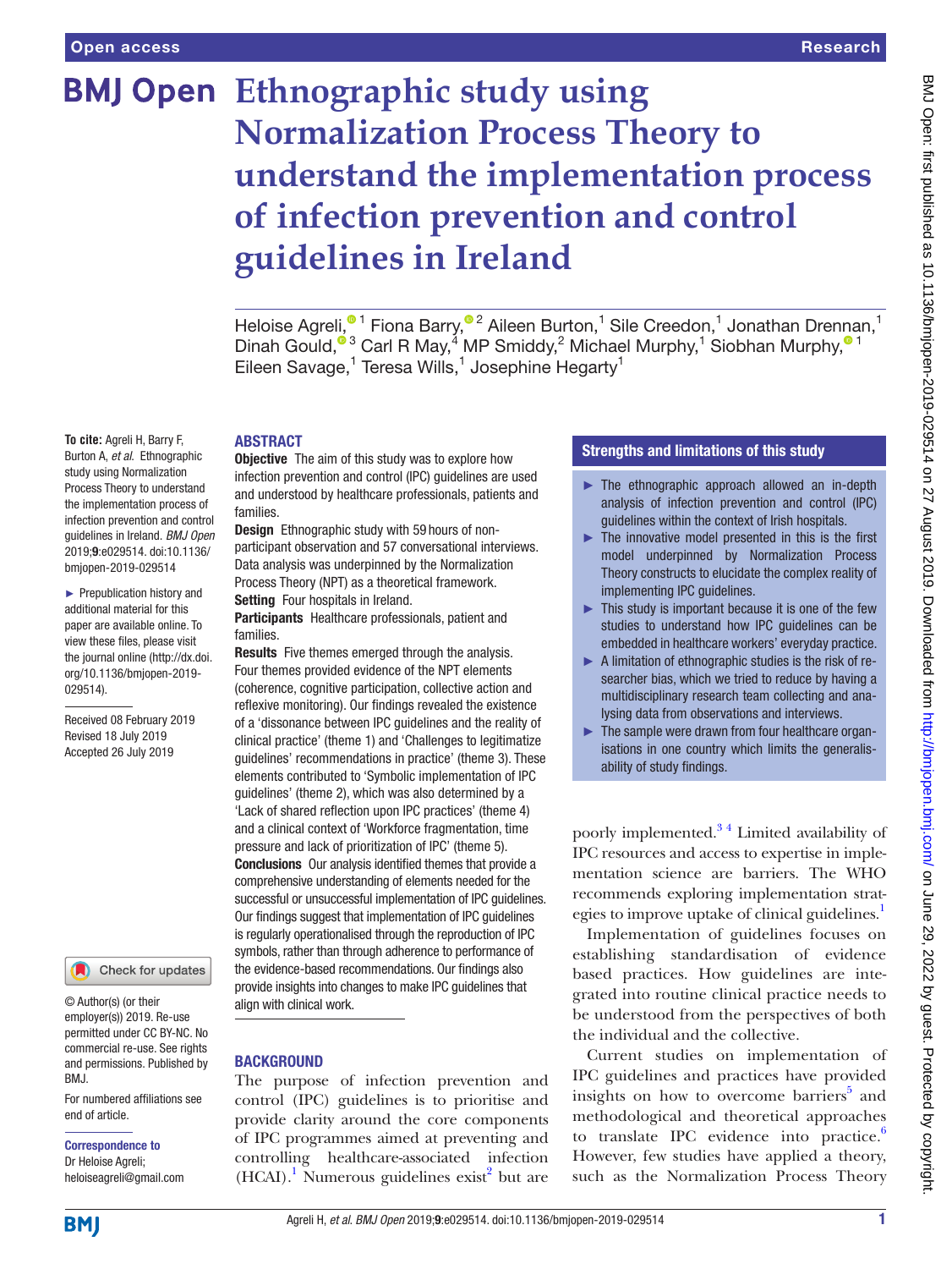# Ethnographic study using Normalization Process Theory to understand the implementation process of infection prevention and control guidelines in Ireland

Heloise Agreli,[1] Fiona Barry,[2] Aileen Burton,[1] Sile Creedon,[1] Jonathan Drennan,[1] Dinah Gould,[3] Carl R May,[4] MP Smiddy,[2] Michael Murphy,[1] Siobhan Murphy,[1] Eileen Savage,[1] Teresa Wills,[1] Josephine Hegarty[1]

**To cite:** Agreli H, Barry F, Burton A, *et al*. Ethnographic study using Normalization Process Theory to understand the implementation process of infection prevention and control guidelines in Ireland. *BMJ Open* 2019;**9**:e029514. doi:10.1136/bmjopen-2019-029514

► Prepublication history and additional material for this paper are available online. To view these files, please visit the journal online (http://dx.doi.org/10.1136/bmjopen-2019-029514).

Received 08 February 2019
Revised 18 July 2019
Accepted 26 July 2019

© Author(s) (or their employer(s)) 2019. Re-use permitted under CC BY-NC. No commercial re-use. See rights and permissions. Published by BMJ.

For numbered affiliations see end of article.

**Correspondence to**
Dr Heloise Agreli;
heloiseagreli@gmail.com

## ABSTRACT

**Objective** The aim of this study was to explore how infection prevention and control (IPC) guidelines are used and understood by healthcare professionals, patients and families.

**Design** Ethnographic study with 59 hours of non-participant observation and 57 conversational interviews. Data analysis was underpinned by the Normalization Process Theory (NPT) as a theoretical framework.

**Setting** Four hospitals in Ireland.

**Participants** Healthcare professionals, patient and families.

**Results** Five themes emerged through the analysis. Four themes provided evidence of the NPT elements (coherence, cognitive participation, collective action and reflexive monitoring). Our findings revealed the existence of a 'dissonance between IPC guidelines and the reality of clinical practice' (theme 1) and 'Challenges to legitimatize guidelines' recommendations in practice' (theme 3). These elements contributed to 'Symbolic implementation of IPC guidelines' (theme 2), which was also determined by a 'Lack of shared reflection upon IPC practices' (theme 4) and a clinical context of 'Workforce fragmentation, time pressure and lack of prioritization of IPC' (theme 5).

**Conclusions** Our analysis identified themes that provide a comprehensive understanding of elements needed for the successful or unsuccessful implementation of IPC guidelines. Our findings suggest that implementation of IPC guidelines is regularly operationalised through the reproduction of IPC symbols, rather than through adherence to performance of the evidence-based recommendations. Our findings also provide insights into changes to make IPC guidelines that align with clinical work.

### Strengths and limitations of this study

- The ethnographic approach allowed an in-depth analysis of infection prevention and control (IPC) guidelines within the context of Irish hospitals.
- The innovative model presented in this is the first model underpinned by Normalization Process Theory constructs to elucidate the complex reality of implementing IPC guidelines.
- This study is important because it is one of the few studies to understand how IPC guidelines can be embedded in healthcare workers' everyday practice.
- A limitation of ethnographic studies is the risk of researcher bias, which we tried to reduce by having a multidisciplinary research team collecting and analysing data from observations and interviews.
- The sample were drawn from four healthcare organisations in one country which limits the generalisability of study findings.

## BACKGROUND

The purpose of infection prevention and control (IPC) guidelines is to prioritise and provide clarity around the core components of IPC programmes aimed at preventing and controlling healthcare-associated infection (HCAI).[1] Numerous guidelines exist[2] but are poorly implemented.[3,4] Limited availability of IPC resources and access to expertise in implementation science are barriers. The WHO recommends exploring implementation strategies to improve uptake of clinical guidelines.[1]

Implementation of guidelines focuses on establishing standardisation of evidence based practices. How guidelines are integrated into routine clinical practice needs to be understood from the perspectives of both the individual and the collective.

Current studies on implementation of IPC guidelines and practices have provided insights on how to overcome barriers[5] and methodological and theoretical approaches to translate IPC evidence into practice.[6] However, few studies have applied a theory, such as the Normalization Process Theory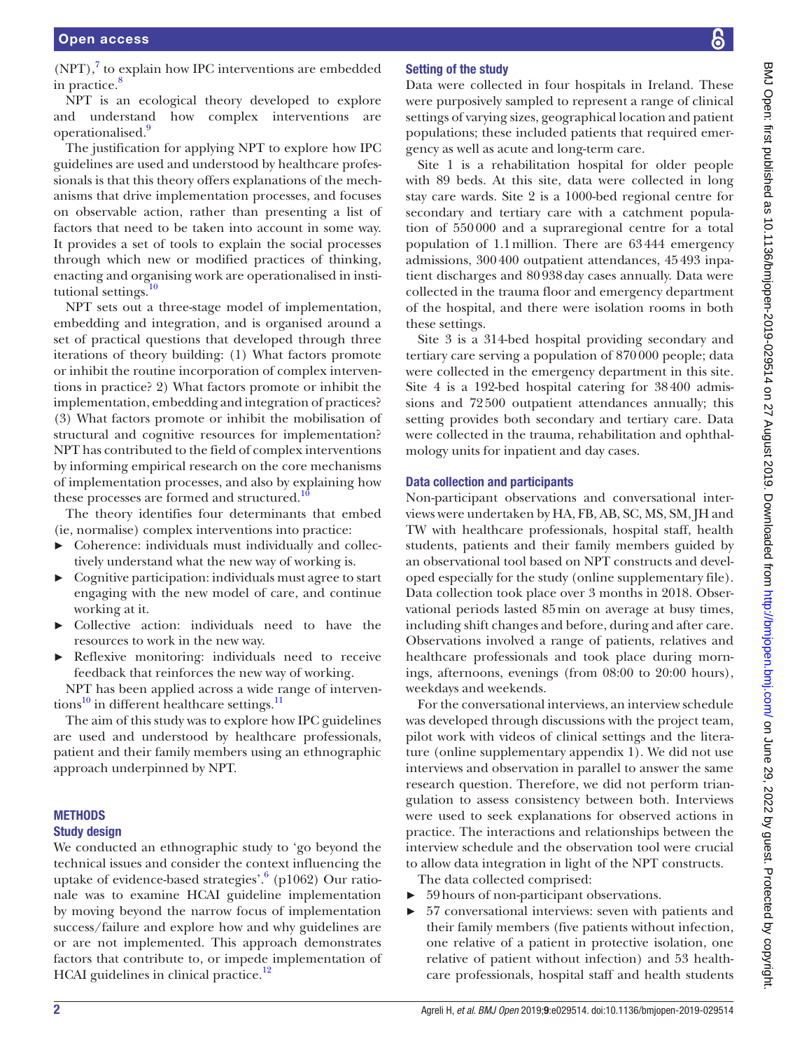(NPT),[7] to explain how IPC interventions are embedded in practice.[8]

NPT is an ecological theory developed to explore and understand how complex interventions are operationalised.[9]

The justification for applying NPT to explore how IPC guidelines are used and understood by healthcare professionals is that this theory offers explanations of the mechanisms that drive implementation processes, and focuses on observable action, rather than presenting a list of factors that need to be taken into account in some way. It provides a set of tools to explain the social processes through which new or modified practices of thinking, enacting and organising work are operationalised in institutional settings.[10]

NPT sets out a three-stage model of implementation, embedding and integration, and is organised around a set of practical questions that developed through three iterations of theory building: (1) What factors promote or inhibit the routine incorporation of complex interventions in practice? 2) What factors promote or inhibit the implementation, embedding and integration of practices? (3) What factors promote or inhibit the mobilisation of structural and cognitive resources for implementation? NPT has contributed to the field of complex interventions by informing empirical research on the core mechanisms of implementation processes, and also by explaining how these processes are formed and structured.[10]

The theory identifies four determinants that embed (ie, normalise) complex interventions into practice:

- Coherence: individuals must individually and collectively understand what the new way of working is.
- Cognitive participation: individuals must agree to start engaging with the new model of care, and continue working at it.
- Collective action: individuals need to have the resources to work in the new way.
- Reflexive monitoring: individuals need to receive feedback that reinforces the new way of working.

NPT has been applied across a wide range of interventions[10] in different healthcare settings.[11]

The aim of this study was to explore how IPC guidelines are used and understood by healthcare professionals, patient and their family members using an ethnographic approach underpinned by NPT.

## METHODS

### Study design

We conducted an ethnographic study to 'go beyond the technical issues and consider the context influencing the uptake of evidence-based strategies'.[6] (p1062) Our rationale was to examine HCAI guideline implementation by moving beyond the narrow focus of implementation success/failure and explore how and why guidelines are or are not implemented. This approach demonstrates factors that contribute to, or impede implementation of HCAI guidelines in clinical practice.[12]

### Setting of the study

Data were collected in four hospitals in Ireland. These were purposively sampled to represent a range of clinical settings of varying sizes, geographical location and patient populations; these included patients that required emergency as well as acute and long-term care.

Site 1 is a rehabilitation hospital for older people with 89 beds. At this site, data were collected in long stay care wards. Site 2 is a 1000-bed regional centre for secondary and tertiary care with a catchment population of 550 000 and a supraregional centre for a total population of 1.1 million. There are 63 444 emergency admissions, 300 400 outpatient attendances, 45 493 inpatient discharges and 80 938 day cases annually. Data were collected in the trauma floor and emergency department of the hospital, and there were isolation rooms in both these settings.

Site 3 is a 314-bed hospital providing secondary and tertiary care serving a population of 870 000 people; data were collected in the emergency department in this site. Site 4 is a 192-bed hospital catering for 38 400 admissions and 72 500 outpatient attendances annually; this setting provides both secondary and tertiary care. Data were collected in the trauma, rehabilitation and ophthalmology units for inpatient and day cases.

### Data collection and participants

Non-participant observations and conversational interviews were undertaken by HA, FB, AB, SC, MS, SM, JH and TW with healthcare professionals, hospital staff, health students, patients and their family members guided by an observational tool based on NPT constructs and developed especially for the study (online supplementary file). Data collection took place over 3 months in 2018. Observational periods lasted 85 min on average at busy times, including shift changes and before, during and after care. Observations involved a range of patients, relatives and healthcare professionals and took place during mornings, afternoons, evenings (from 08:00 to 20:00 hours), weekdays and weekends.

For the conversational interviews, an interview schedule was developed through discussions with the project team, pilot work with videos of clinical settings and the literature (online supplementary appendix 1). We did not use interviews and observation in parallel to answer the same research question. Therefore, we did not perform triangulation to assess consistency between both. Interviews were used to seek explanations for observed actions in practice. The interactions and relationships between the interview schedule and the observation tool were crucial to allow data integration in light of the NPT constructs.

The data collected comprised:

- 59 hours of non-participant observations.
- 57 conversational interviews: seven with patients and their family members (five patients without infection, one relative of a patient in protective isolation, one relative of patient without infection) and 53 healthcare professionals, hospital staff and health students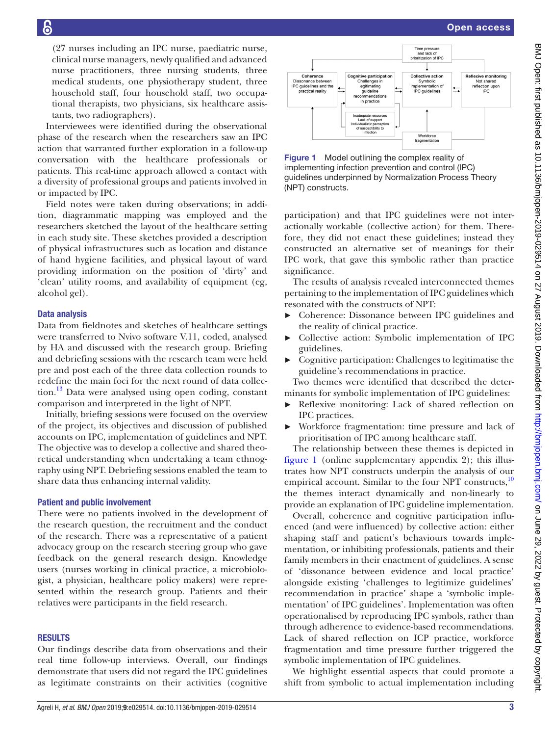(27 nurses including an IPC nurse, paediatric nurse, clinical nurse managers, newly qualified and advanced nurse practitioners, three nursing students, three medical students, one physiotherapy student, three household staff, four household staff, two occupational therapists, two physicians, six healthcare assistants, two radiographers).

Interviewees were identified during the observational phase of the research when the researchers saw an IPC action that warranted further exploration in a follow-up conversation with the healthcare professionals or patients. This real-time approach allowed a contact with a diversity of professional groups and patients involved in or impacted by IPC.

Field notes were taken during observations; in addition, diagrammatic mapping was employed and the researchers sketched the layout of the healthcare setting in each study site. These sketches provided a description of physical infrastructures such as location and distance of hand hygiene facilities, and physical layout of ward providing information on the position of 'dirty' and 'clean' utility rooms, and availability of equipment (eg, alcohol gel).

### Data analysis

Data from fieldnotes and sketches of healthcare settings were transferred to Nvivo software V.11, coded, analysed by HA and discussed with the research group. Briefing and debriefing sessions with the research team were held pre and post each of the three data collection rounds to redefine the main foci for the next round of data collection.[13] Data were analysed using open coding, constant comparison and interpreted in the light of NPT.

Initially, briefing sessions were focused on the overview of the project, its objectives and discussion of published accounts on IPC, implementation of guidelines and NPT. The objective was to develop a collective and shared theoretical understanding when undertaking a team ethnography using NPT. Debriefing sessions enabled the team to share data thus enhancing internal validity.

### Patient and public involvement

There were no patients involved in the development of the research question, the recruitment and the conduct of the research. There was a representative of a patient advocacy group on the research steering group who gave feedback on the general research design. Knowledge users (nurses working in clinical practice, a microbiologist, a physician, healthcare policy makers) were represented within the research group. Patients and their relatives were participants in the field research.

## RESULTS

Our findings describe data from observations and their real time follow-up interviews. Overall, our findings demonstrate that users did not regard the IPC guidelines as legitimate constraints on their activities (cognitive participation) and that IPC guidelines were not interactionally workable (collective action) for them. Therefore, they did not enact these guidelines; instead they constructed an alternative set of meanings for their IPC work, that gave this symbolic rather than practice significance.

Time pressure and lack of prioritization of IPC

Coherence: Dissonance between IPC guidelines and the practical reality

Cognitive participation: Challenges in legitimating guideline recommendations in practice

Collective action: Symbolic implementation of IPC guidelines

Reflexive monitoring: Not shared reflection upon IPC

Inadequate resources; Lack of support; Individualistic perception of susceptibility to infection

Workforce fragmentation

Figure 1 Model outlining the complex reality of implementing infection prevention and control (IPC) guidelines underpinned by Normalization Process Theory (NPT) constructs.

The results of analysis revealed interconnected themes pertaining to the implementation of IPC guidelines which resonated with the constructs of NPT:

- Coherence: Dissonance between IPC guidelines and the reality of clinical practice.
- Collective action: Symbolic implementation of IPC guidelines.
- Cognitive participation: Challenges to legitimise the guideline's recommendations in practice.

Two themes were identified that described the determinants for symbolic implementation of IPC guidelines:

- Reflexive monitoring: Lack of shared reflection on IPC practices.
- Workforce fragmentation: time pressure and lack of prioritisation of IPC among healthcare staff.

The relationship between these themes is depicted in figure 1 (online supplementary appendix 2); this illustrates how NPT constructs underpin the analysis of our empirical account. Similar to the four NPT constructs,[10] the themes interact dynamically and non-linearly to provide an explanation of IPC guideline implementation.

Overall, coherence and cognitive participation influenced (and were influenced) by collective action: either shaping staff and patient's behaviours towards implementation, or inhibiting professionals, patients and their family members in their enactment of guidelines. A sense of 'dissonance between evidence and local practice' alongside existing 'challenges to legitimize guidelines' recommendation in practice' shape a 'symbolic implementation' of IPC guidelines'. Implementation was often operationalised by reproducing IPC symbols, rather than through adherence to evidence-based recommendations. Lack of shared reflection on ICP practice, workforce fragmentation and time pressure further triggered the symbolic implementation of IPC guidelines.

We highlight essential aspects that could promote a shift from symbolic to actual implementation including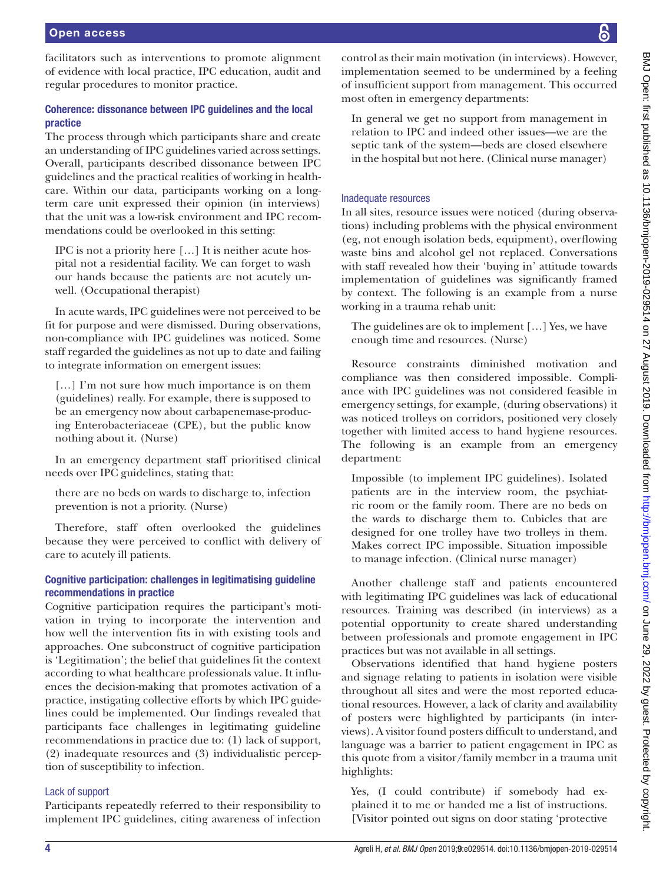facilitators such as interventions to promote alignment of evidence with local practice, IPC education, audit and regular procedures to monitor practice.

### Coherence: dissonance between IPC guidelines and the local practice

The process through which participants share and create an understanding of IPC guidelines varied across settings. Overall, participants described dissonance between IPC guidelines and the practical realities of working in healthcare. Within our data, participants working on a long-term care unit expressed their opinion (in interviews) that the unit was a low-risk environment and IPC recommendations could be overlooked in this setting:

> IPC is not a priority here […] It is neither acute hospital not a residential facility. We can forget to wash our hands because the patients are not acutely unwell. (Occupational therapist)

In acute wards, IPC guidelines were not perceived to be fit for purpose and were dismissed. During observations, non-compliance with IPC guidelines was noticed. Some staff regarded the guidelines as not up to date and failing to integrate information on emergent issues:

> […] I'm not sure how much importance is on them (guidelines) really. For example, there is supposed to be an emergency now about carbapenemase-producing Enterobacteriaceae (CPE), but the public know nothing about it. (Nurse)

In an emergency department staff prioritised clinical needs over IPC guidelines, stating that:

> there are no beds on wards to discharge to, infection prevention is not a priority. (Nurse)

Therefore, staff often overlooked the guidelines because they were perceived to conflict with delivery of care to acutely ill patients.

### Cognitive participation: challenges in legitimising guideline recommendations in practice

Cognitive participation requires the participant's motivation in trying to incorporate the intervention and how well the intervention fits in with existing tools and approaches. One subconstruct of cognitive participation is 'Legitimation'; the belief that guidelines fit the context according to what healthcare professionals value. It influences the decision-making that promotes activation of a practice, instigating collective efforts by which IPC guidelines could be implemented. Our findings revealed that participants face challenges in legitimising guideline recommendations in practice due to: (1) lack of support, (2) inadequate resources and (3) individualistic perception of susceptibility to infection.

#### Lack of support

Participants repeatedly referred to their responsibility to implement IPC guidelines, citing awareness of infection control as their main motivation (in interviews). However, implementation seemed to be undermined by a feeling of insufficient support from management. This occurred most often in emergency departments:

> In general we get no support from management in relation to IPC and indeed other issues—we are the septic tank of the system—beds are closed elsewhere in the hospital but not here. (Clinical nurse manager)

#### Inadequate resources

In all sites, resource issues were noticed (during observations) including problems with the physical environment (eg, not enough isolation beds, equipment), overflowing waste bins and alcohol gel not replaced. Conversations with staff revealed how their 'buying in' attitude towards implementation of guidelines was significantly framed by context. The following is an example from a nurse working in a trauma rehab unit:

> The guidelines are ok to implement […] Yes, we have enough time and resources. (Nurse)

Resource constraints diminished motivation and compliance was then considered impossible. Compliance with IPC guidelines was not considered feasible in emergency settings, for example, (during observations) it was noticed trolleys on corridors, positioned very closely together with limited access to hand hygiene resources. The following is an example from an emergency department:

> Impossible (to implement IPC guidelines). Isolated patients are in the interview room, the psychiatric room or the family room. There are no beds on the wards to discharge them to. Cubicles that are designed for one trolley have two trolleys in them. Makes correct IPC impossible. Situation impossible to manage infection. (Clinical nurse manager)

Another challenge staff and patients encountered with legitimating IPC guidelines was lack of educational resources. Training was described (in interviews) as a potential opportunity to create shared understanding between professionals and promote engagement in IPC practices but was not available in all settings.

Observations identified that hand hygiene posters and signage relating to patients in isolation were visible throughout all sites and were the most reported educational resources. However, a lack of clarity and availability of posters were highlighted by participants (in interviews). A visitor found posters difficult to understand, and language was a barrier to patient engagement in IPC as this quote from a visitor/family member in a trauma unit highlights:

> Yes, (I could contribute) if somebody had explained it to me or handed me a list of instructions. [Visitor pointed out signs on door stating 'protective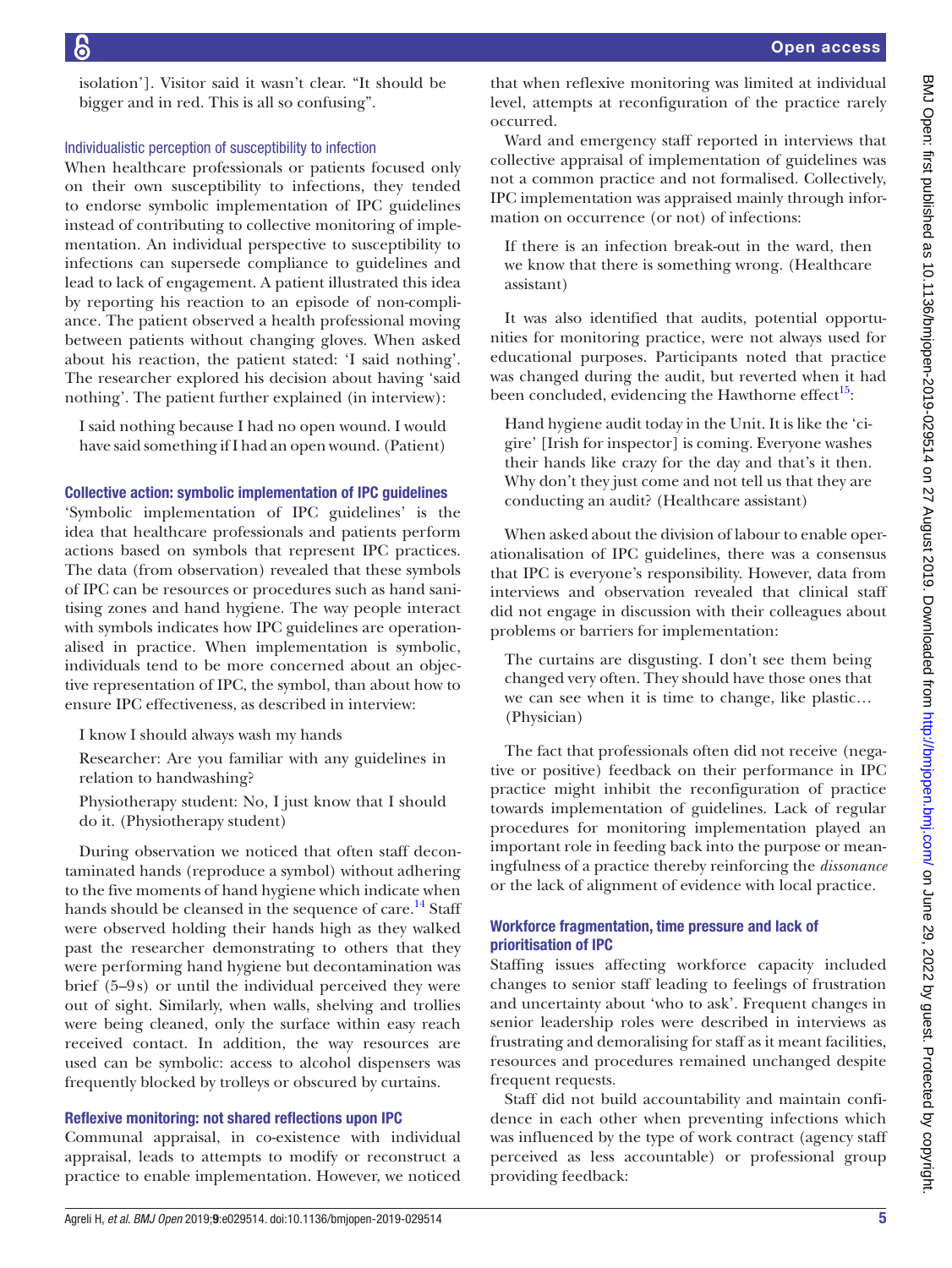isolation']. Visitor said it wasn't clear. "It should be bigger and in red. This is all so confusing".

### Individualistic perception of susceptibility to infection

When healthcare professionals or patients focused only on their own susceptibility to infections, they tended to endorse symbolic implementation of IPC guidelines instead of contributing to collective monitoring of implementation. An individual perspective to susceptibility to infections can supersede compliance to guidelines and lead to lack of engagement. A patient illustrated this idea by reporting his reaction to an episode of non-compliance. The patient observed a health professional moving between patients without changing gloves. When asked about his reaction, the patient stated: 'I said nothing'. The researcher explored his decision about having 'said nothing'. The patient further explained (in interview):

> I said nothing because I had no open wound. I would have said something if I had an open wound. (Patient)

## Collective action: symbolic implementation of IPC guidelines

'Symbolic implementation of IPC guidelines' is the idea that healthcare professionals and patients perform actions based on symbols that represent IPC practices. The data (from observation) revealed that these symbols of IPC can be resources or procedures such as hand sanitising zones and hand hygiene. The way people interact with symbols indicates how IPC guidelines are operationalised in practice. When implementation is symbolic, individuals tend to be more concerned about an objective representation of IPC, the symbol, than about how to ensure IPC effectiveness, as described in interview:

> I know I should always wash my hands
>
> Researcher: Are you familiar with any guidelines in relation to handwashing?
>
> Physiotherapy student: No, I just know that I should do it. (Physiotherapy student)

During observation we noticed that often staff decontaminated hands (reproduce a symbol) without adhering to the five moments of hand hygiene which indicate when hands should be cleansed in the sequence of care.[14] Staff were observed holding their hands high as they walked past the researcher demonstrating to others that they were performing hand hygiene but decontamination was brief (5–9 s) or until the individual perceived they were out of sight. Similarly, when walls, shelving and trollies were being cleaned, only the surface within easy reach received contact. In addition, the way resources are used can be symbolic: access to alcohol dispensers was frequently blocked by trolleys or obscured by curtains.

## Reflexive monitoring: not shared reflections upon IPC

Communal appraisal, in co-existence with individual appraisal, leads to attempts to modify or reconstruct a practice to enable implementation. However, we noticed that when reflexive monitoring was limited at individual level, attempts at reconfiguration of the practice rarely occurred.

Ward and emergency staff reported in interviews that collective appraisal of implementation of guidelines was not a common practice and not formalised. Collectively, IPC implementation was appraised mainly through information on occurrence (or not) of infections:

> If there is an infection break-out in the ward, then we know that there is something wrong. (Healthcare assistant)

It was also identified that audits, potential opportunities for monitoring practice, were not always used for educational purposes. Participants noted that practice was changed during the audit, but reverted when it had been concluded, evidencing the Hawthorne effect[15]:

> Hand hygiene audit today in the Unit. It is like the 'cigire' [Irish for inspector] is coming. Everyone washes their hands like crazy for the day and that's it then. Why don't they just come and not tell us that they are conducting an audit? (Healthcare assistant)

When asked about the division of labour to enable operationalisation of IPC guidelines, there was a consensus that IPC is everyone's responsibility. However, data from interviews and observation revealed that clinical staff did not engage in discussion with their colleagues about problems or barriers for implementation:

> The curtains are disgusting. I don't see them being changed very often. They should have those ones that we can see when it is time to change, like plastic… (Physician)

The fact that professionals often did not receive (negative or positive) feedback on their performance in IPC practice might inhibit the reconfiguration of practice towards implementation of guidelines. Lack of regular procedures for monitoring implementation played an important role in feeding back into the purpose or meaningfulness of a practice thereby reinforcing the *dissonance* or the lack of alignment of evidence with local practice.

## Workforce fragmentation, time pressure and lack of prioritisation of IPC

Staffing issues affecting workforce capacity included changes to senior staff leading to feelings of frustration and uncertainty about 'who to ask'. Frequent changes in senior leadership roles were described in interviews as frustrating and demoralising for staff as it meant facilities, resources and procedures remained unchanged despite frequent requests.

Staff did not build accountability and maintain confidence in each other when preventing infections which was influenced by the type of work contract (agency staff perceived as less accountable) or professional group providing feedback: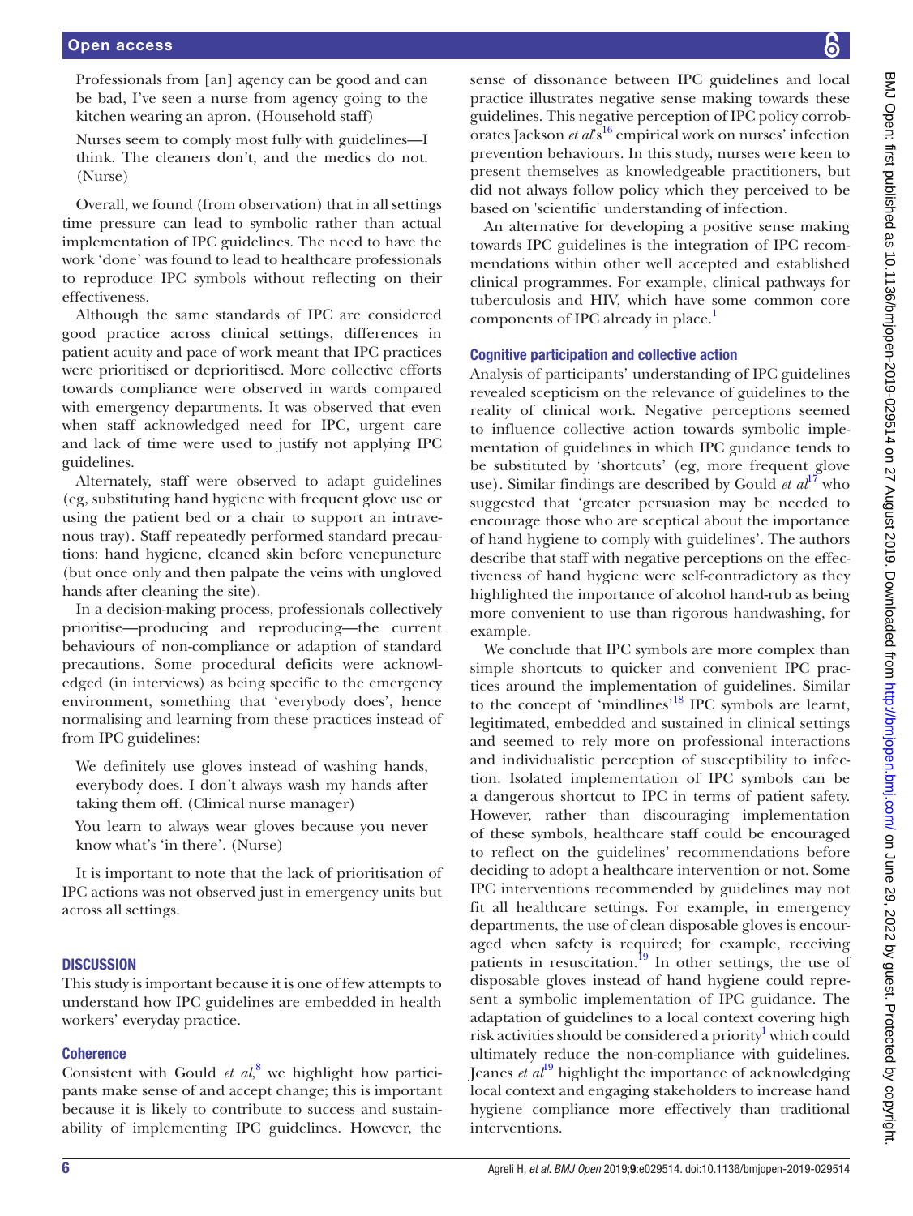Professionals from [an] agency can be good and can be bad, I've seen a nurse from agency going to the kitchen wearing an apron. (Household staff)

Nurses seem to comply most fully with guidelines—I think. The cleaners don't, and the medics do not. (Nurse)

Overall, we found (from observation) that in all settings time pressure can lead to symbolic rather than actual implementation of IPC guidelines. The need to have the work 'done' was found to lead to healthcare professionals to reproduce IPC symbols without reflecting on their effectiveness.

Although the same standards of IPC are considered good practice across clinical settings, differences in patient acuity and pace of work meant that IPC practices were prioritised or deprioritised. More collective efforts towards compliance were observed in wards compared with emergency departments. It was observed that even when staff acknowledged need for IPC, urgent care and lack of time were used to justify not applying IPC guidelines.

Alternately, staff were observed to adapt guidelines (eg, substituting hand hygiene with frequent glove use or using the patient bed or a chair to support an intravenous tray). Staff repeatedly performed standard precautions: hand hygiene, cleaned skin before venepuncture (but once only and then palpate the veins with ungloved hands after cleaning the site).

In a decision-making process, professionals collectively prioritise—producing and reproducing—the current behaviours of non-compliance or adaption of standard precautions. Some procedural deficits were acknowledged (in interviews) as being specific to the emergency environment, something that 'everybody does', hence normalising and learning from these practices instead of from IPC guidelines:

We definitely use gloves instead of washing hands, everybody does. I don't always wash my hands after taking them off. (Clinical nurse manager)

You learn to always wear gloves because you never know what's 'in there'. (Nurse)

It is important to note that the lack of prioritisation of IPC actions was not observed just in emergency units but across all settings.

## DISCUSSION

This study is important because it is one of few attempts to understand how IPC guidelines are embedded in health workers' everyday practice.

### Coherence

Consistent with Gould *et al*,[8] we highlight how participants make sense of and accept change; this is important because it is likely to contribute to success and sustainability of implementing IPC guidelines. However, the sense of dissonance between IPC guidelines and local practice illustrates negative sense making towards these guidelines. This negative perception of IPC policy corroborates Jackson *et al*'s[16] empirical work on nurses' infection prevention behaviours. In this study, nurses were keen to present themselves as knowledgeable practitioners, but did not always follow policy which they perceived to be based on 'scientific' understanding of infection.

An alternative for developing a positive sense making towards IPC guidelines is the integration of IPC recommendations within other well accepted and established clinical programmes. For example, clinical pathways for tuberculosis and HIV, which have some common core components of IPC already in place.[1]

### Cognitive participation and collective action

Analysis of participants' understanding of IPC guidelines revealed scepticism on the relevance of guidelines to the reality of clinical work. Negative perceptions seemed to influence collective action towards symbolic implementation of guidelines in which IPC guidance tends to be substituted by 'shortcuts' (eg, more frequent glove use). Similar findings are described by Gould *et al*[17] who suggested that 'greater persuasion may be needed to encourage those who are sceptical about the importance of hand hygiene to comply with guidelines'. The authors describe that staff with negative perceptions on the effectiveness of hand hygiene were self-contradictory as they highlighted the importance of alcohol hand-rub as being more convenient to use than rigorous handwashing, for example.

We conclude that IPC symbols are more complex than simple shortcuts to quicker and convenient IPC practices around the implementation of guidelines. Similar to the concept of 'mindlines'[18] IPC symbols are learnt, legitimated, embedded and sustained in clinical settings and seemed to rely more on professional interactions and individualistic perception of susceptibility to infection. Isolated implementation of IPC symbols can be a dangerous shortcut to IPC in terms of patient safety. However, rather than discouraging implementation of these symbols, healthcare staff could be encouraged to reflect on the guidelines' recommendations before deciding to adopt a healthcare intervention or not. Some IPC interventions recommended by guidelines may not fit all healthcare settings. For example, in emergency departments, the use of clean disposable gloves is encouraged when safety is required; for example, receiving patients in resuscitation.[19] In other settings, the use of disposable gloves instead of hand hygiene could represent a symbolic implementation of IPC guidance. The adaptation of guidelines to a local context covering high risk activities should be considered a priority[1] which could ultimately reduce the non-compliance with guidelines. Jeanes *et al*[19] highlight the importance of acknowledging local context and engaging stakeholders to increase hand hygiene compliance more effectively than traditional interventions.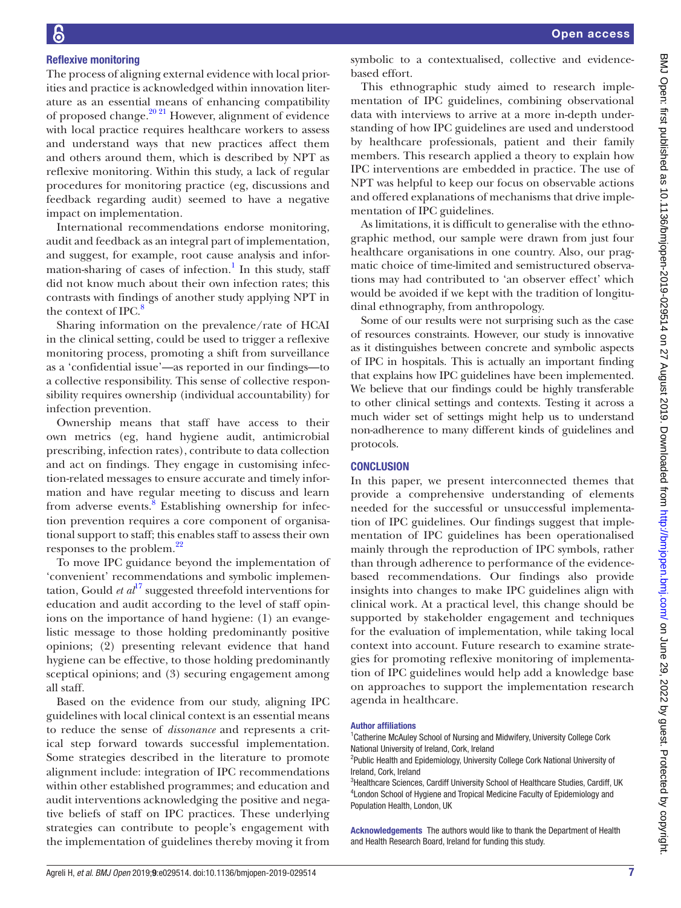### Reflexive monitoring

The process of aligning external evidence with local priorities and practice is acknowledged within innovation literature as an essential means of enhancing compatibility of proposed change.[20 21] However, alignment of evidence with local practice requires healthcare workers to assess and understand ways that new practices affect them and others around them, which is described by NPT as reflexive monitoring. Within this study, a lack of regular procedures for monitoring practice (eg, discussions and feedback regarding audit) seemed to have a negative impact on implementation.

International recommendations endorse monitoring, audit and feedback as an integral part of implementation, and suggest, for example, root cause analysis and information-sharing of cases of infection.[1] In this study, staff did not know much about their own infection rates; this contrasts with findings of another study applying NPT in the context of IPC.[8]

Sharing information on the prevalence/rate of HCAI in the clinical setting, could be used to trigger a reflexive monitoring process, promoting a shift from surveillance as a 'confidential issue'—as reported in our findings—to a collective responsibility. This sense of collective responsibility requires ownership (individual accountability) for infection prevention.

Ownership means that staff have access to their own metrics (eg, hand hygiene audit, antimicrobial prescribing, infection rates), contribute to data collection and act on findings. They engage in customising infection-related messages to ensure accurate and timely information and have regular meeting to discuss and learn from adverse events.[8] Establishing ownership for infection prevention requires a core component of organisational support to staff; this enables staff to assess their own responses to the problem.[22]

To move IPC guidance beyond the implementation of 'convenient' recommendations and symbolic implementation, Gould *et al*[17] suggested threefold interventions for education and audit according to the level of staff opinions on the importance of hand hygiene: (1) an evangelistic message to those holding predominantly positive opinions; (2) presenting relevant evidence that hand hygiene can be effective, to those holding predominantly sceptical opinions; and (3) securing engagement among all staff.

Based on the evidence from our study, aligning IPC guidelines with local clinical context is an essential means to reduce the sense of *dissonance* and represents a critical step forward towards successful implementation. Some strategies described in the literature to promote alignment include: integration of IPC recommendations within other established programmes; and education and audit interventions acknowledging the positive and negative beliefs of staff on IPC practices. These underlying strategies can contribute to people's engagement with the implementation of guidelines thereby moving it from symbolic to a contextualised, collective and evidence-based effort.

This ethnographic study aimed to research implementation of IPC guidelines, combining observational data with interviews to arrive at a more in-depth understanding of how IPC guidelines are used and understood by healthcare professionals, patient and their family members. This research applied a theory to explain how IPC interventions are embedded in practice. The use of NPT was helpful to keep our focus on observable actions and offered explanations of mechanisms that drive implementation of IPC guidelines.

As limitations, it is difficult to generalise with the ethnographic method, our sample were drawn from just four healthcare organisations in one country. Also, our pragmatic choice of time-limited and semistructured observations may had contributed to 'an observer effect' which would be avoided if we kept with the tradition of longitudinal ethnography, from anthropology.

Some of our results were not surprising such as the case of resources constraints. However, our study is innovative as it distinguishes between concrete and symbolic aspects of IPC in hospitals. This is actually an important finding that explains how IPC guidelines have been implemented. We believe that our findings could be highly transferable to other clinical settings and contexts. Testing it across a much wider set of settings might help us to understand non-adherence to many different kinds of guidelines and protocols.

## CONCLUSION

In this paper, we present interconnected themes that provide a comprehensive understanding of elements needed for the successful or unsuccessful implementation of IPC guidelines. Our findings suggest that implementation of IPC guidelines has been operationalised mainly through the reproduction of IPC symbols, rather than through adherence to performance of the evidence-based recommendations. Our findings also provide insights into changes to make IPC guidelines align with clinical work. At a practical level, this change should be supported by stakeholder engagement and techniques for the evaluation of implementation, while taking local context into account. Future research to examine strategies for promoting reflexive monitoring of implementation of IPC guidelines would help add a knowledge base on approaches to support the implementation research agenda in healthcare.

**Author affiliations**

[1]Catherine McAuley School of Nursing and Midwifery, University College Cork National University of Ireland, Cork, Ireland
[2]Public Health and Epidemiology, University College Cork National University of Ireland, Cork, Ireland
[3]Healthcare Sciences, Cardiff University School of Healthcare Studies, Cardiff, UK
[4]London School of Hygiene and Tropical Medicine Faculty of Epidemiology and Population Health, London, UK

**Acknowledgements** The authors would like to thank the Department of Health and Health Research Board, Ireland for funding this study.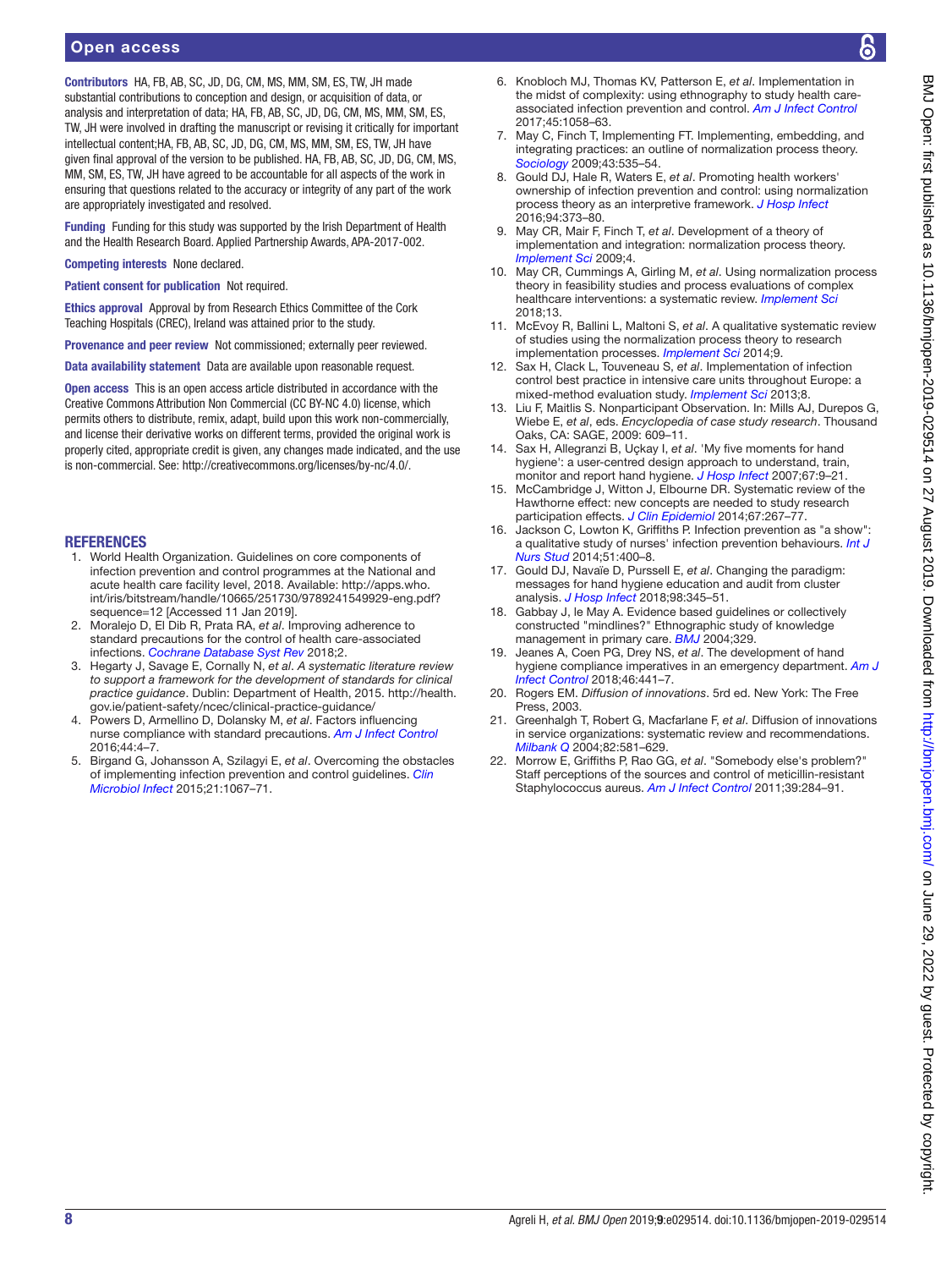**Contributors** HA, FB, AB, SC, JD, DG, CM, MS, MM, SM, ES, TW, JH made substantial contributions to conception and design, or acquisition of data, or analysis and interpretation of data; HA, FB, AB, SC, JD, DG, CM, MS, MM, SM, ES, TW, JH were involved in drafting the manuscript or revising it critically for important intellectual content;HA, FB, AB, SC, JD, DG, CM, MS, MM, SM, ES, TW, JH have given final approval of the version to be published. HA, FB, AB, SC, JD, DG, CM, MS, MM, SM, ES, TW, JH have agreed to be accountable for all aspects of the work in ensuring that questions related to the accuracy or integrity of any part of the work are appropriately investigated and resolved.

**Funding** Funding for this study was supported by the Irish Department of Health and the Health Research Board. Applied Partnership Awards, APA-2017-002.

**Competing interests** None declared.

**Patient consent for publication** Not required.

**Ethics approval** Approval by from Research Ethics Committee of the Cork Teaching Hospitals (CREC), Ireland was attained prior to the study.

**Provenance and peer review** Not commissioned; externally peer reviewed.

**Data availability statement** Data are available upon reasonable request.

**Open access** This is an open access article distributed in accordance with the Creative Commons Attribution Non Commercial (CC BY-NC 4.0) license, which permits others to distribute, remix, adapt, build upon this work non-commercially, and license their derivative works on different terms, provided the original work is properly cited, appropriate credit is given, any changes made indicated, and the use is non-commercial. See: http://creativecommons.org/licenses/by-nc/4.0/.

## REFERENCES

1. World Health Organization. Guidelines on core components of infection prevention and control programmes at the National and acute health care facility level, 2018. Available: http://apps.who.int/iris/bitstream/handle/10665/251730/9789241549929-eng.pdf?sequence=12 [Accessed 11 Jan 2019].
2. Moralejo D, El Dib R, Prata RA, *et al*. Improving adherence to standard precautions for the control of health care-associated infections. *Cochrane Database Syst Rev* 2018;2.
3. Hegarty J, Savage E, Cornally N, *et al*. *A systematic literature review to support a framework for the development of standards for clinical practice guidance*. Dublin: Department of Health, 2015. http://health.gov.ie/patient-safety/ncec/clinical-practice-guidance/
4. Powers D, Armellino D, Dolansky M, *et al*. Factors influencing nurse compliance with standard precautions. *Am J Infect Control* 2016;44:4–7.
5. Birgand G, Johansson A, Szilagyi E, *et al*. Overcoming the obstacles of implementing infection prevention and control guidelines. *Clin Microbiol Infect* 2015;21:1067–71.
6. Knobloch MJ, Thomas KV, Patterson E, *et al*. Implementation in the midst of complexity: using ethnography to study health care-associated infection prevention and control. *Am J Infect Control* 2017;45:1058–63.
7. May C, Finch T, Implementing FT. Implementing, embedding, and integrating practices: an outline of normalization process theory. *Sociology* 2009;43:535–54.
8. Gould DJ, Hale R, Waters E, *et al*. Promoting health workers' ownership of infection prevention and control: using normalization process theory as an interpretive framework. *J Hosp Infect* 2016;94:373–80.
9. May CR, Mair F, Finch T, *et al*. Development of a theory of implementation and integration: normalization process theory. *Implement Sci* 2009;4.
10. May CR, Cummings A, Girling M, *et al*. Using normalization process theory in feasibility studies and process evaluations of complex healthcare interventions: a systematic review. *Implement Sci* 2018;13.
11. McEvoy R, Ballini L, Maltoni S, *et al*. A qualitative systematic review of studies using the normalization process theory to research implementation processes. *Implement Sci* 2014;9.
12. Sax H, Clack L, Touveneau S, *et al*. Implementation of infection control best practice in intensive care units throughout Europe: a mixed-method evaluation study. *Implement Sci* 2013;8.
13. Liu F, Maitlis S. Nonparticipant Observation. In: Mills AJ, Durepos G, Wiebe E, *et al*, eds. *Encyclopedia of case study research*. Thousand Oaks, CA: SAGE, 2009: 609–11.
14. Sax H, Allegranzi B, Uçkay I, *et al*. 'My five moments for hand hygiene': a user-centred design approach to understand, train, monitor and report hand hygiene. *J Hosp Infect* 2007;67:9–21.
15. McCambridge J, Witton J, Elbourne DR. Systematic review of the Hawthorne effect: new concepts are needed to study research participation effects. *J Clin Epidemiol* 2014;67:267–77.
16. Jackson C, Lowton K, Griffiths P. Infection prevention as "a show": a qualitative study of nurses' infection prevention behaviours. *Int J Nurs Stud* 2014;51:400–8.
17. Gould DJ, Navaïe D, Purssell E, *et al*. Changing the paradigm: messages for hand hygiene education and audit from cluster analysis. *J Hosp Infect* 2018;98:345–51.
18. Gabbay J, le May A. Evidence based guidelines or collectively constructed "mindlines?" Ethnographic study of knowledge management in primary care. *BMJ* 2004;329.
19. Jeanes A, Coen PG, Drey NS, *et al*. The development of hand hygiene compliance imperatives in an emergency department. *Am J Infect Control* 2018;46:441–7.
20. Rogers EM. *Diffusion of innovations*. 5rd ed. New York: The Free Press, 2003.
21. Greenhalgh T, Robert G, Macfarlane F, *et al*. Diffusion of innovations in service organizations: systematic review and recommendations. *Milbank Q* 2004;82:581–629.
22. Morrow E, Griffiths P, Rao GG, *et al*. "Somebody else's problem?" Staff perceptions of the sources and control of meticillin-resistant Staphylococcus aureus. *Am J Infect Control* 2011;39:284–91.